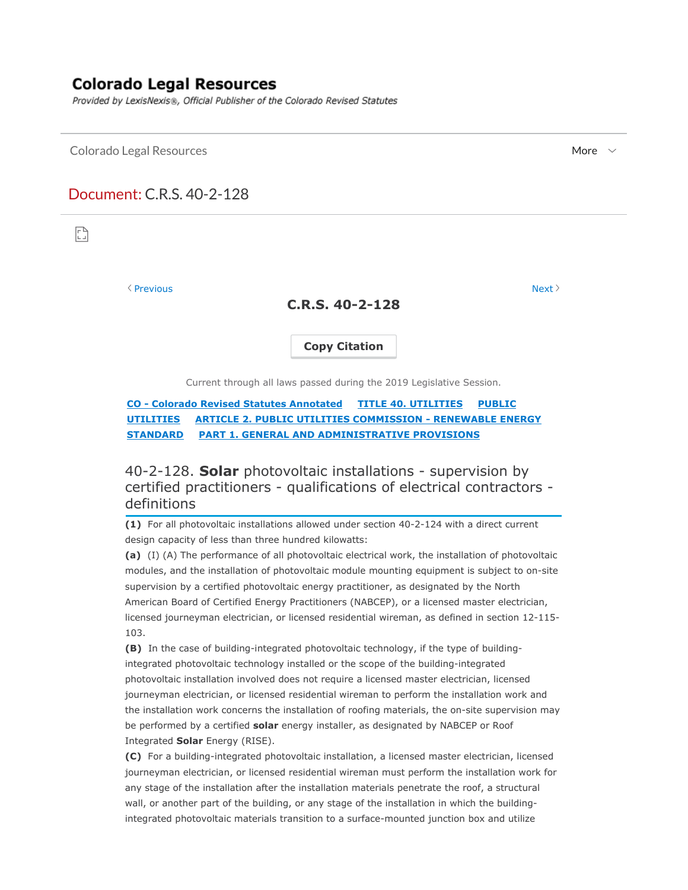# Colorado Legal Resources

*Provided by LexisNexis®, Official Publisher of the Colorado Revised Statutes*

Colorado Legal Resources

Document: C.R.S. 40-2-128

‹ Previous | Next ›

## C.R.S. 40-2-128

Copy Citation

Current through all laws passed during the 2019 Legislative Session.

CO - Colorado Revised Statutes Annotated | TITLE 40. UTILITIES | PUBLIC UTILITIES | ARTICLE 2. PUBLIC UTILITIES COMMISSION - RENEWABLE ENERGY STANDARD | PART 1. GENERAL AND ADMINISTRATIVE PROVISIONS

### 40-2-128. **Solar** photovoltaic installations - supervision by certified practitioners - qualifications of electrical contractors - definitions

**(1)** For all photovoltaic installations allowed under section 40-2-124 with a direct current design capacity of less than three hundred kilowatts:

**(a)** (I) (A) The performance of all photovoltaic electrical work, the installation of photovoltaic modules, and the installation of photovoltaic module mounting equipment is subject to on-site supervision by a certified photovoltaic energy practitioner, as designated by the North American Board of Certified Energy Practitioners (NABCEP), or a licensed master electrician, licensed journeyman electrician, or licensed residential wireman, as defined in section 12-115-103.

**(B)** In the case of building-integrated photovoltaic technology, if the type of building-integrated photovoltaic technology installed or the scope of the building-integrated photovoltaic installation involved does not require a licensed master electrician, licensed journeyman electrician, or licensed residential wireman to perform the installation work and the installation work concerns the installation of roofing materials, the on-site supervision may be performed by a certified **solar** energy installer, as designated by NABCEP or Roof Integrated **Solar** Energy (RISE).

**(C)** For a building-integrated photovoltaic installation, a licensed master electrician, licensed journeyman electrician, or licensed residential wireman must perform the installation work for any stage of the installation after the installation materials penetrate the roof, a structural wall, or another part of the building, or any stage of the installation in which the building-integrated photovoltaic materials transition to a surface-mounted junction box and utilize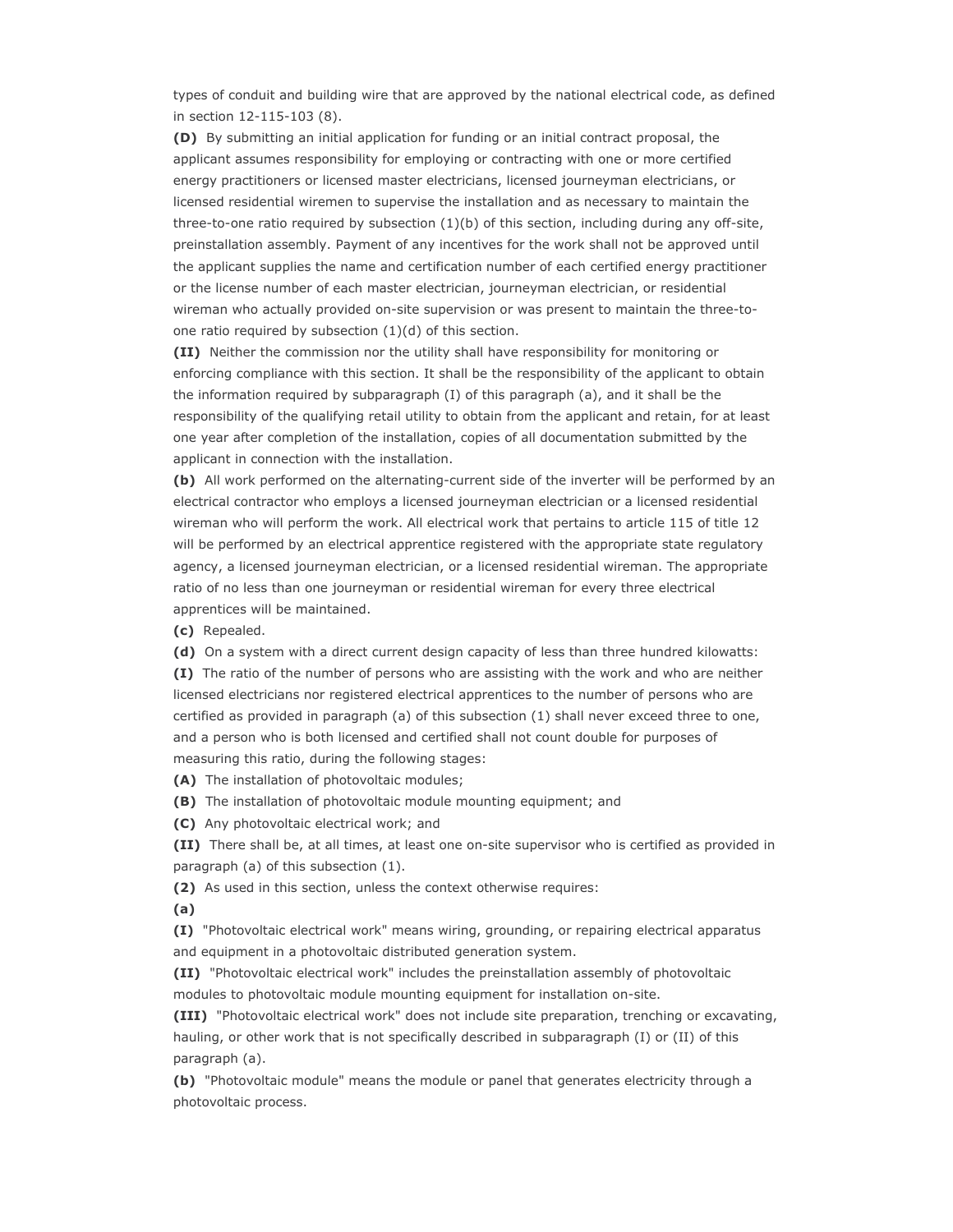types of conduit and building wire that are approved by the national electrical code, as defined in section 12-115-103 (8).

**(D)** By submitting an initial application for funding or an initial contract proposal, the applicant assumes responsibility for employing or contracting with one or more certified energy practitioners or licensed master electricians, licensed journeyman electricians, or licensed residential wiremen to supervise the installation and as necessary to maintain the three-to-one ratio required by subsection (1)(b) of this section, including during any off-site, preinstallation assembly. Payment of any incentives for the work shall not be approved until the applicant supplies the name and certification number of each certified energy practitioner or the license number of each master electrician, journeyman electrician, or residential wireman who actually provided on-site supervision or was present to maintain the three-to-one ratio required by subsection (1)(d) of this section.

**(II)** Neither the commission nor the utility shall have responsibility for monitoring or enforcing compliance with this section. It shall be the responsibility of the applicant to obtain the information required by subparagraph (I) of this paragraph (a), and it shall be the responsibility of the qualifying retail utility to obtain from the applicant and retain, for at least one year after completion of the installation, copies of all documentation submitted by the applicant in connection with the installation.

**(b)** All work performed on the alternating-current side of the inverter will be performed by an electrical contractor who employs a licensed journeyman electrician or a licensed residential wireman who will perform the work. All electrical work that pertains to article 115 of title 12 will be performed by an electrical apprentice registered with the appropriate state regulatory agency, a licensed journeyman electrician, or a licensed residential wireman. The appropriate ratio of no less than one journeyman or residential wireman for every three electrical apprentices will be maintained.

**(c)** Repealed.

**(d)** On a system with a direct current design capacity of less than three hundred kilowatts:

**(I)** The ratio of the number of persons who are assisting with the work and who are neither licensed electricians nor registered electrical apprentices to the number of persons who are certified as provided in paragraph (a) of this subsection (1) shall never exceed three to one, and a person who is both licensed and certified shall not count double for purposes of measuring this ratio, during the following stages:

**(A)** The installation of photovoltaic modules;

**(B)** The installation of photovoltaic module mounting equipment; and

**(C)** Any photovoltaic electrical work; and

**(II)** There shall be, at all times, at least one on-site supervisor who is certified as provided in paragraph (a) of this subsection (1).

**(2)** As used in this section, unless the context otherwise requires:

**(a)**

**(I)** "Photovoltaic electrical work" means wiring, grounding, or repairing electrical apparatus and equipment in a photovoltaic distributed generation system.

**(II)** "Photovoltaic electrical work" includes the preinstallation assembly of photovoltaic modules to photovoltaic module mounting equipment for installation on-site.

**(III)** "Photovoltaic electrical work" does not include site preparation, trenching or excavating, hauling, or other work that is not specifically described in subparagraph (I) or (II) of this paragraph (a).

**(b)** "Photovoltaic module" means the module or panel that generates electricity through a photovoltaic process.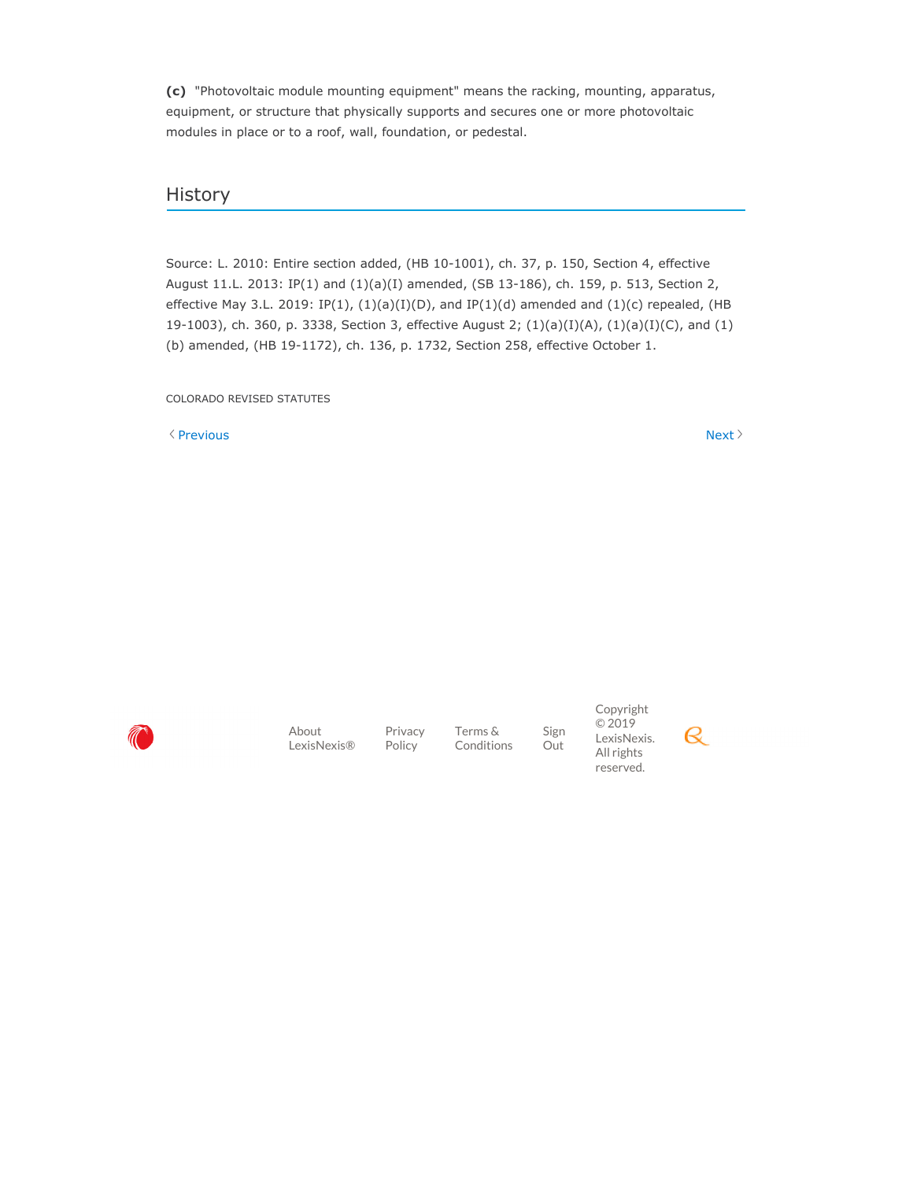**(c)** "Photovoltaic module mounting equipment" means the racking, mounting, apparatus, equipment, or structure that physically supports and secures one or more photovoltaic modules in place or to a roof, wall, foundation, or pedestal.

## History

Source: L. 2010: Entire section added, (HB 10-1001), ch. 37, p. 150, Section 4, effective August 11.L. 2013: IP(1) and (1)(a)(I) amended, (SB 13-186), ch. 159, p. 513, Section 2, effective May 3.L. 2019: IP(1), (1)(a)(I)(D), and IP(1)(d) amended and (1)(c) repealed, (HB 19-1003), ch. 360, p. 3338, Section 3, effective August 2; (1)(a)(I)(A), (1)(a)(I)(C), and (1)(b) amended, (HB 19-1172), ch. 136, p. 1732, Section 258, effective October 1.

COLORADO REVISED STATUTES